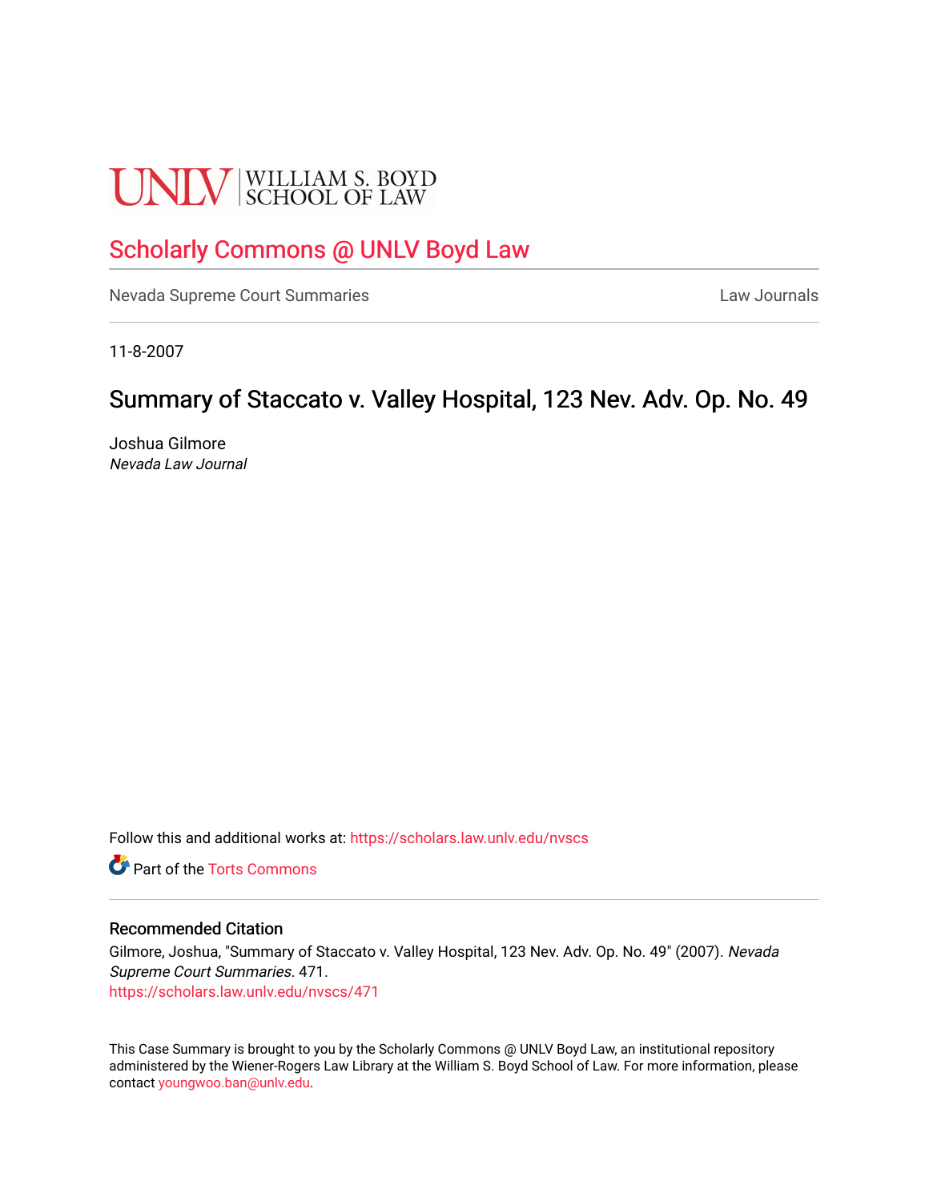UNLV | WILLIAM S. BOYD SCHOOL OF LAW

# Scholarly Commons @ UNLV Boyd Law

Nevada Supreme Court Summaries | Law Journals

11-8-2007

## Summary of Staccato v. Valley Hospital, 123 Nev. Adv. Op. No. 49

Joshua Gilmore
*Nevada Law Journal*

Follow this and additional works at: https://scholars.law.unlv.edu/nvscs

Part of the Torts Commons

### Recommended Citation

Gilmore, Joshua, "Summary of Staccato v. Valley Hospital, 123 Nev. Adv. Op. No. 49" (2007). *Nevada Supreme Court Summaries*. 471.
https://scholars.law.unlv.edu/nvscs/471

This Case Summary is brought to you by the Scholarly Commons @ UNLV Boyd Law, an institutional repository administered by the Wiener-Rogers Law Library at the William S. Boyd School of Law. For more information, please contact youngwoo.ban@unlv.edu.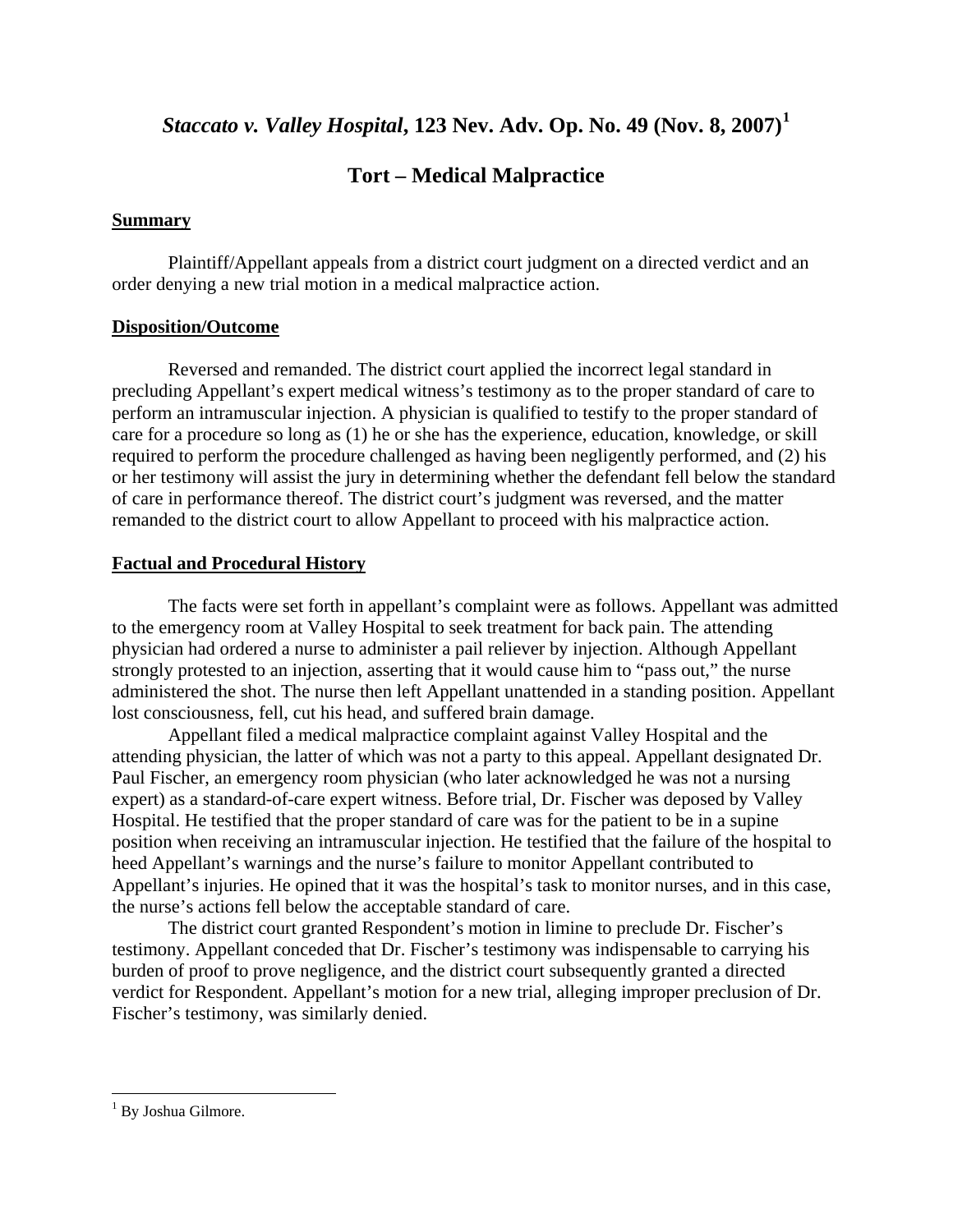## *Staccato v. Valley Hospital*, 123 Nev. Adv. Op. No. 49 (Nov. 8, 2007)[1]

## Tort – Medical Malpractice

**Summary**

Plaintiff/Appellant appeals from a district court judgment on a directed verdict and an order denying a new trial motion in a medical malpractice action.

**Disposition/Outcome**

Reversed and remanded. The district court applied the incorrect legal standard in precluding Appellant's expert medical witness's testimony as to the proper standard of care to perform an intramuscular injection. A physician is qualified to testify to the proper standard of care for a procedure so long as (1) he or she has the experience, education, knowledge, or skill required to perform the procedure challenged as having been negligently performed, and (2) his or her testimony will assist the jury in determining whether the defendant fell below the standard of care in performance thereof. The district court's judgment was reversed, and the matter remanded to the district court to allow Appellant to proceed with his malpractice action.

**Factual and Procedural History**

The facts were set forth in appellant's complaint were as follows. Appellant was admitted to the emergency room at Valley Hospital to seek treatment for back pain. The attending physician had ordered a nurse to administer a pail reliever by injection. Although Appellant strongly protested to an injection, asserting that it would cause him to "pass out," the nurse administered the shot. The nurse then left Appellant unattended in a standing position. Appellant lost consciousness, fell, cut his head, and suffered brain damage.

Appellant filed a medical malpractice complaint against Valley Hospital and the attending physician, the latter of which was not a party to this appeal. Appellant designated Dr. Paul Fischer, an emergency room physician (who later acknowledged he was not a nursing expert) as a standard-of-care expert witness. Before trial, Dr. Fischer was deposed by Valley Hospital. He testified that the proper standard of care was for the patient to be in a supine position when receiving an intramuscular injection. He testified that the failure of the hospital to heed Appellant's warnings and the nurse's failure to monitor Appellant contributed to Appellant's injuries. He opined that it was the hospital's task to monitor nurses, and in this case, the nurse's actions fell below the acceptable standard of care.

The district court granted Respondent's motion in limine to preclude Dr. Fischer's testimony. Appellant conceded that Dr. Fischer's testimony was indispensable to carrying his burden of proof to prove negligence, and the district court subsequently granted a directed verdict for Respondent. Appellant's motion for a new trial, alleging improper preclusion of Dr. Fischer's testimony, was similarly denied.

---

[1] By Joshua Gilmore.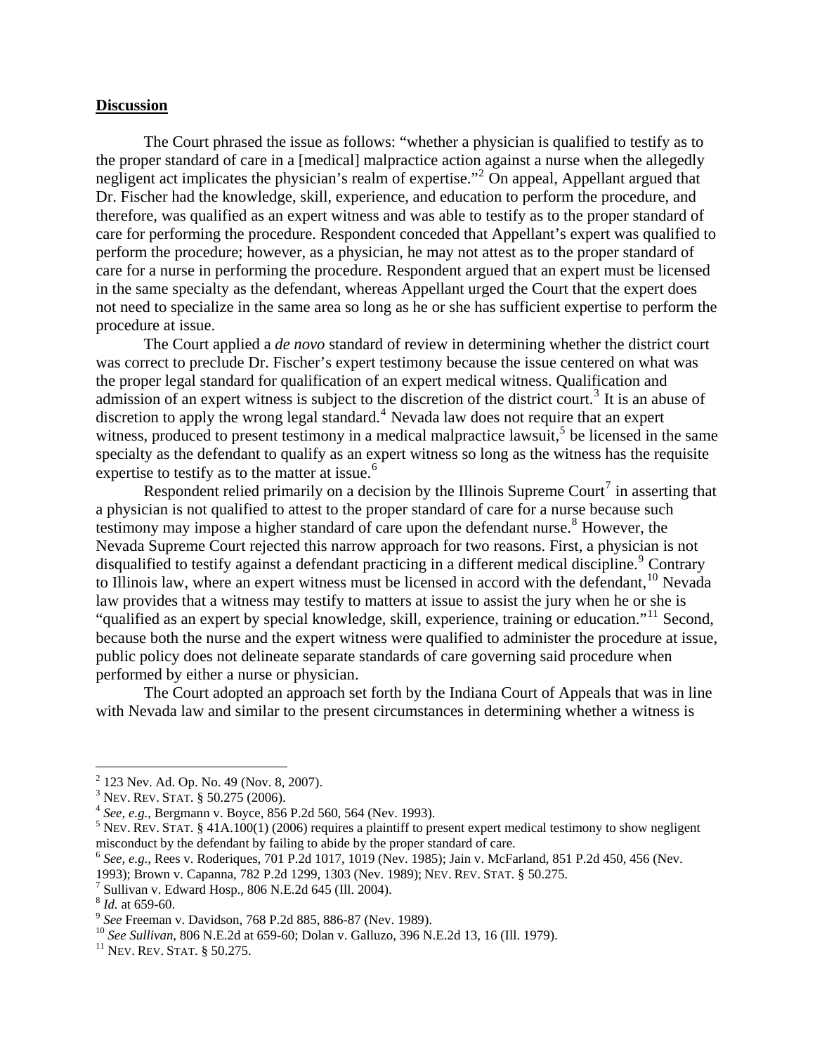**Discussion**

The Court phrased the issue as follows: "whether a physician is qualified to testify as to the proper standard of care in a [medical] malpractice action against a nurse when the allegedly negligent act implicates the physician's realm of expertise."[2] On appeal, Appellant argued that Dr. Fischer had the knowledge, skill, experience, and education to perform the procedure, and therefore, was qualified as an expert witness and was able to testify as to the proper standard of care for performing the procedure. Respondent conceded that Appellant's expert was qualified to perform the procedure; however, as a physician, he may not attest as to the proper standard of care for a nurse in performing the procedure. Respondent argued that an expert must be licensed in the same specialty as the defendant, whereas Appellant urged the Court that the expert does not need to specialize in the same area so long as he or she has sufficient expertise to perform the procedure at issue.

The Court applied a *de novo* standard of review in determining whether the district court was correct to preclude Dr. Fischer's expert testimony because the issue centered on what was the proper legal standard for qualification of an expert medical witness. Qualification and admission of an expert witness is subject to the discretion of the district court.[3] It is an abuse of discretion to apply the wrong legal standard.[4] Nevada law does not require that an expert witness, produced to present testimony in a medical malpractice lawsuit,[5] be licensed in the same specialty as the defendant to qualify as an expert witness so long as the witness has the requisite expertise to testify as to the matter at issue.[6]

Respondent relied primarily on a decision by the Illinois Supreme Court[7] in asserting that a physician is not qualified to attest to the proper standard of care for a nurse because such testimony may impose a higher standard of care upon the defendant nurse.[8] However, the Nevada Supreme Court rejected this narrow approach for two reasons. First, a physician is not disqualified to testify against a defendant practicing in a different medical discipline.[9] Contrary to Illinois law, where an expert witness must be licensed in accord with the defendant,[10] Nevada law provides that a witness may testify to matters at issue to assist the jury when he or she is "qualified as an expert by special knowledge, skill, experience, training or education."[11] Second, because both the nurse and the expert witness were qualified to administer the procedure at issue, public policy does not delineate separate standards of care governing said procedure when performed by either a nurse or physician.

The Court adopted an approach set forth by the Indiana Court of Appeals that was in line with Nevada law and similar to the present circumstances in determining whether a witness is

---

[2] 123 Nev. Ad. Op. No. 49 (Nov. 8, 2007).

[3] NEV. REV. STAT. § 50.275 (2006).

[4] *See, e.g.*, Bergmann v. Boyce, 856 P.2d 560, 564 (Nev. 1993).

[5] NEV. REV. STAT. § 41A.100(1) (2006) requires a plaintiff to present expert medical testimony to show negligent misconduct by the defendant by failing to abide by the proper standard of care.

[6] *See, e.g.*, Rees v. Roderiques, 701 P.2d 1017, 1019 (Nev. 1985); Jain v. McFarland, 851 P.2d 450, 456 (Nev. 1993); Brown v. Capanna, 782 P.2d 1299, 1303 (Nev. 1989); NEV. REV. STAT. § 50.275.

[7] Sullivan v. Edward Hosp., 806 N.E.2d 645 (Ill. 2004).

[8] *Id.* at 659-60.

[9] *See* Freeman v. Davidson, 768 P.2d 885, 886-87 (Nev. 1989).

[10] *See Sullivan*, 806 N.E.2d at 659-60; Dolan v. Galluzo, 396 N.E.2d 13, 16 (Ill. 1979).

[11] NEV. REV. STAT. § 50.275.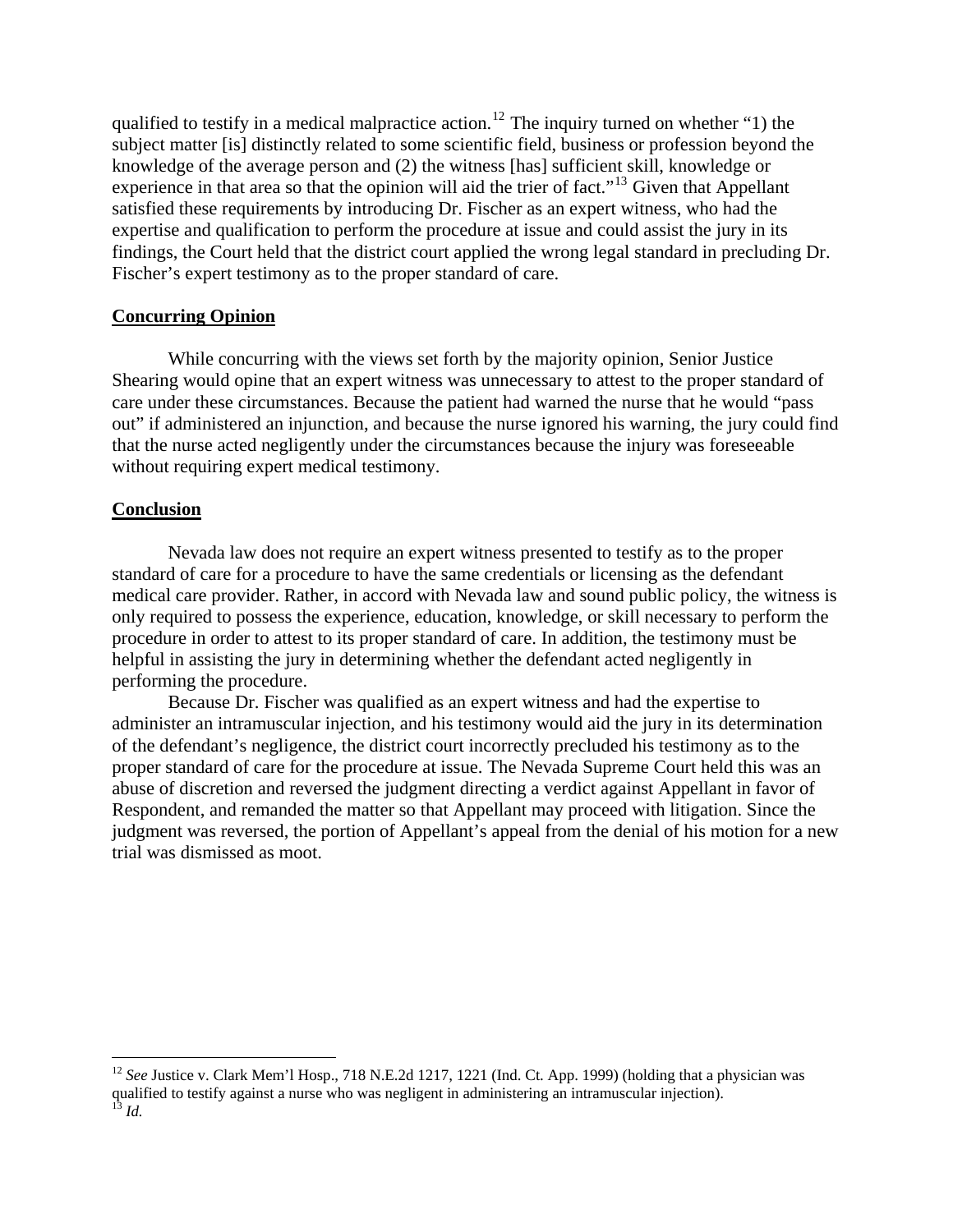qualified to testify in a medical malpractice action.[12] The inquiry turned on whether "1) the subject matter [is] distinctly related to some scientific field, business or profession beyond the knowledge of the average person and (2) the witness [has] sufficient skill, knowledge or experience in that area so that the opinion will aid the trier of fact."[13] Given that Appellant satisfied these requirements by introducing Dr. Fischer as an expert witness, who had the expertise and qualification to perform the procedure at issue and could assist the jury in its findings, the Court held that the district court applied the wrong legal standard in precluding Dr. Fischer's expert testimony as to the proper standard of care.

**<u>Concurring Opinion</u>**

While concurring with the views set forth by the majority opinion, Senior Justice Shearing would opine that an expert witness was unnecessary to attest to the proper standard of care under these circumstances. Because the patient had warned the nurse that he would "pass out" if administered an injunction, and because the nurse ignored his warning, the jury could find that the nurse acted negligently under the circumstances because the injury was foreseeable without requiring expert medical testimony.

**<u>Conclusion</u>**

Nevada law does not require an expert witness presented to testify as to the proper standard of care for a procedure to have the same credentials or licensing as the defendant medical care provider. Rather, in accord with Nevada law and sound public policy, the witness is only required to possess the experience, education, knowledge, or skill necessary to perform the procedure in order to attest to its proper standard of care. In addition, the testimony must be helpful in assisting the jury in determining whether the defendant acted negligently in performing the procedure.

Because Dr. Fischer was qualified as an expert witness and had the expertise to administer an intramuscular injection, and his testimony would aid the jury in its determination of the defendant's negligence, the district court incorrectly precluded his testimony as to the proper standard of care for the procedure at issue. The Nevada Supreme Court held this was an abuse of discretion and reversed the judgment directing a verdict against Appellant in favor of Respondent, and remanded the matter so that Appellant may proceed with litigation. Since the judgment was reversed, the portion of Appellant's appeal from the denial of his motion for a new trial was dismissed as moot.

---

[12] *See* Justice v. Clark Mem'l Hosp., 718 N.E.2d 1217, 1221 (Ind. Ct. App. 1999) (holding that a physician was qualified to testify against a nurse who was negligent in administering an intramuscular injection).

[13] *Id.*